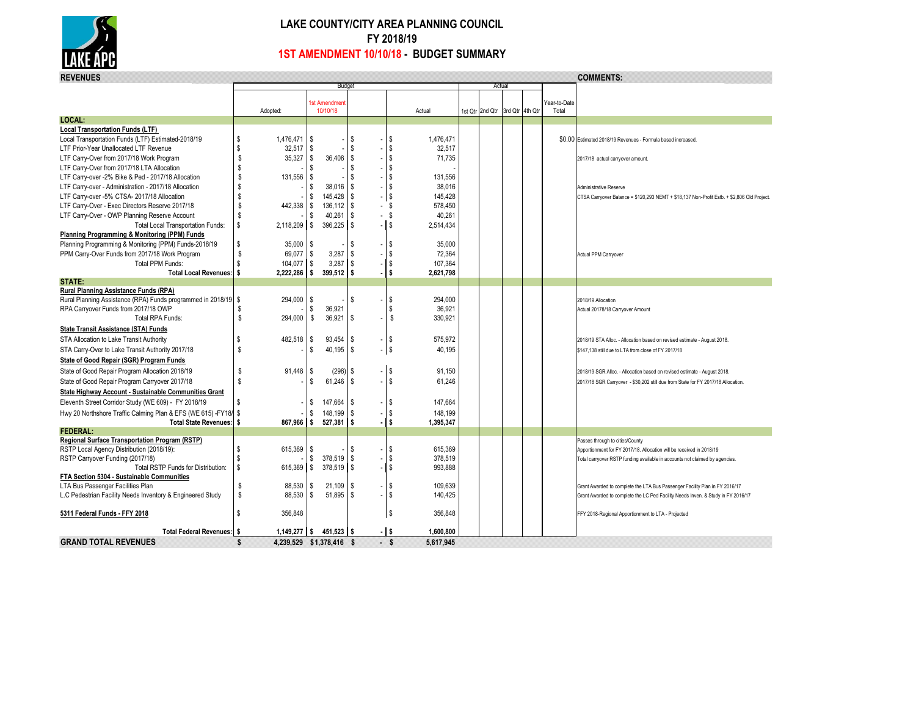# LAKE COUNTY/CITY AREA PLANNING COUNCIL

## FY 2018/19

## 1ST AMENDMENT 10/10/18 - BUDGET SUMMARY

| REVENUES | Budget | | | | Actual | | | | | COMMENTS: |
|---|---|---|---|---|---|---|---|---|---|---|
| | Adopted: | 1st Amendment 10/10/18 | | Actual | 1st Qtr | 2nd Qtr | 3rd Qtr | 4th Qtr | Year-to-Date Total | |
| **LOCAL:** | | | | | | | | | | |
| **Local Transportation Funds (LTF)** | | | | | | | | | | |
| Local Transportation Funds (LTF) Estimated-2018/19 | $ 1,476,471 | $ - | $ - | $ 1,476,471 | | | | | $0.00 | Estimated 2018/19 Revenues - Formula based increased. |
| LTF Prior-Year Unallocated LTF Revenue | $ 32,517 | $ - | $ - | $ 32,517 | | | | | | |
| LTF Carry-Over from 2017/18 Work Program | $ 35,327 | $ 36,408 | $ - | $ 71,735 | | | | | | 2017/18 actual carryover amount. |
| LTF Carry-Over from 2017/18 LTA Allocation | $ - | $ - | $ - | $ - | | | | | | |
| LTF Carry-over -2% Bike & Ped - 2017/18 Allocation | $ 131,556 | $ - | $ - | $ 131,556 | | | | | | |
| LTF Carry-over - Administration - 2017/18 Allocation | $ - | $ 38,016 | $ - | $ 38,016 | | | | | | Administrative Reserve |
| LTF Carry-over -5% CTSA- 2017/18 Allocation | $ - | $ 145,428 | $ - | $ 145,428 | | | | | | CTSA Carryover Balance = $120,293 NEMT + $18,137 Non-Profit Estb. + $2,806 Old Project. |
| LTF Carry-Over - Exec Directors Reserve 2017/18 | $ 442,338 | $ 136,112 | $ - | $ 578,450 | | | | | | |
| LTF Carry-Over - OWP Planning Reserve Account | $ - | $ 40,261 | $ - | $ 40,261 | | | | | | |
| Total Local Transportation Funds: | $ 2,118,209 | $ 396,225 | $ - | $ 2,514,434 | | | | | | |
| **Planning Programming & Monitoring (PPM) Funds** | | | | | | | | | | |
| Planning Programming & Monitoring (PPM) Funds-2018/19 | $ 35,000 | $ - | $ - | $ 35,000 | | | | | | |
| PPM Carry-Over Funds from 2017/18 Work Program | $ 69,077 | $ 3,287 | $ - | $ 72,364 | | | | | | Actual PPM Carryover |
| Total PPM Funds: | $ 104,077 | $ 3,287 | $ - | $ 107,364 | | | | | | |
| **Total Local Revenues:** | **$ 2,222,286** | **$ 399,512** | **$ -** | **$ 2,621,798** | | | | | | |
| **STATE:** | | | | | | | | | | |
| **Rural Planning Assistance Funds (RPA)** | | | | | | | | | | |
| Rural Planning Assistance (RPA) Funds programmed in 2018/19 | $ 294,000 | $ - | $ - | $ 294,000 | | | | | | 2018/19 Allocation |
| RPA Carryover Funds from 2017/18 OWP | $ - | $ 36,921 | | $ 36,921 | | | | | | Actual 20178/18 Carryover Amount |
| Total RPA Funds: | $ 294,000 | $ 36,921 | $ - | $ 330,921 | | | | | | |
| **State Transit Assistance (STA) Funds** | | | | | | | | | | |
| STA Allocation to Lake Transit Authority | $ 482,518 | $ 93,454 | $ - | $ 575,972 | | | | | | 2018/19 STA Alloc. - Allocation based on revised estimate - August 2018. |
| STA Carry-Over to Lake Transit Authority 2017/18 | $ - | $ 40,195 | $ - | $ 40,195 | | | | | | $147,138 still due to LTA from close of FY 2017/18 |
| **State of Good Repair (SGR) Program Funds** | | | | | | | | | | |
| State of Good Repair Program Allocation 2018/19 | $ 91,448 | $ (298) | $ - | $ 91,150 | | | | | | 2018/19 SGR Alloc. - Allocation based on revised estimate - August 2018. |
| State of Good Repair Program Carryover 2017/18 | $ - | $ 61,246 | $ - | $ 61,246 | | | | | | 2017/18 SGR Carryover - $30,202 still due from State for FY 2017/18 Allocation. |
| **State Highway Account - Sustainable Communities Grant** | | | | | | | | | | |
| Eleventh Street Corridor Study (WE 609) - FY 2018/19 | $ - | $ 147,664 | $ - | $ 147,664 | | | | | | |
| Hwy 20 Northshore Traffic Calming Plan & EFS (WE 615) -FY18/ | $ - | $ 148,199 | $ - | $ 148,199 | | | | | | |
| **Total State Revenues:** | **$ 867,966** | **$ 527,381** | **$ -** | **$ 1,395,347** | | | | | | |
| **FEDERAL:** | | | | | | | | | | |
| **Regional Surface Transportation Program (RSTP)** | | | | | | | | | | Passes through to cities/County |
| RSTP Local Agency Distribution (2018/19): | $ 615,369 | $ - | $ - | $ 615,369 | | | | | | Apportionment for FY 2017/18. Allocation will be received in 2018/19 |
| RSTP Carryover Funding (2017/18) | $ - | $ 378,519 | $ - | $ 378,519 | | | | | | Total carryover RSTP funding available in accounts not claimed by agencies. |
| Total RSTP Funds for Distribution: | $ 615,369 | $ 378,519 | $ - | $ 993,888 | | | | | | |
| **FTA Section 5304 - Sustainable Communities** | | | | | | | | | | |
| LTA Bus Passenger Facilities Plan | $ 88,530 | $ 21,109 | $ - | $ 109,639 | | | | | | Grant Awarded to complete the LTA Bus Passenger Facility Plan in FY 2016/17 |
| L.C Pedestrian Facility Needs Inventory & Engineered Study | $ 88,530 | $ 51,895 | $ - | $ 140,425 | | | | | | Grant Awarded to complete the LC Ped Facility Needs Inven. & Study in FY 2016/17 |
| **5311 Federal Funds - FFY 2018** | $ 356,848 | | | $ 356,848 | | | | | | FFY 2018-Regional Apportionment to LTA - Projected |
| **Total Federal Revenues:** | **$ 1,149,277** | **$ 451,523** | **$ -** | **$ 1,600,800** | | | | | | |
| **GRAND TOTAL REVENUES** | **$ 4,239,529** | **$1,378,416** | **$ -** | **$ 5,617,945** | | | | | | |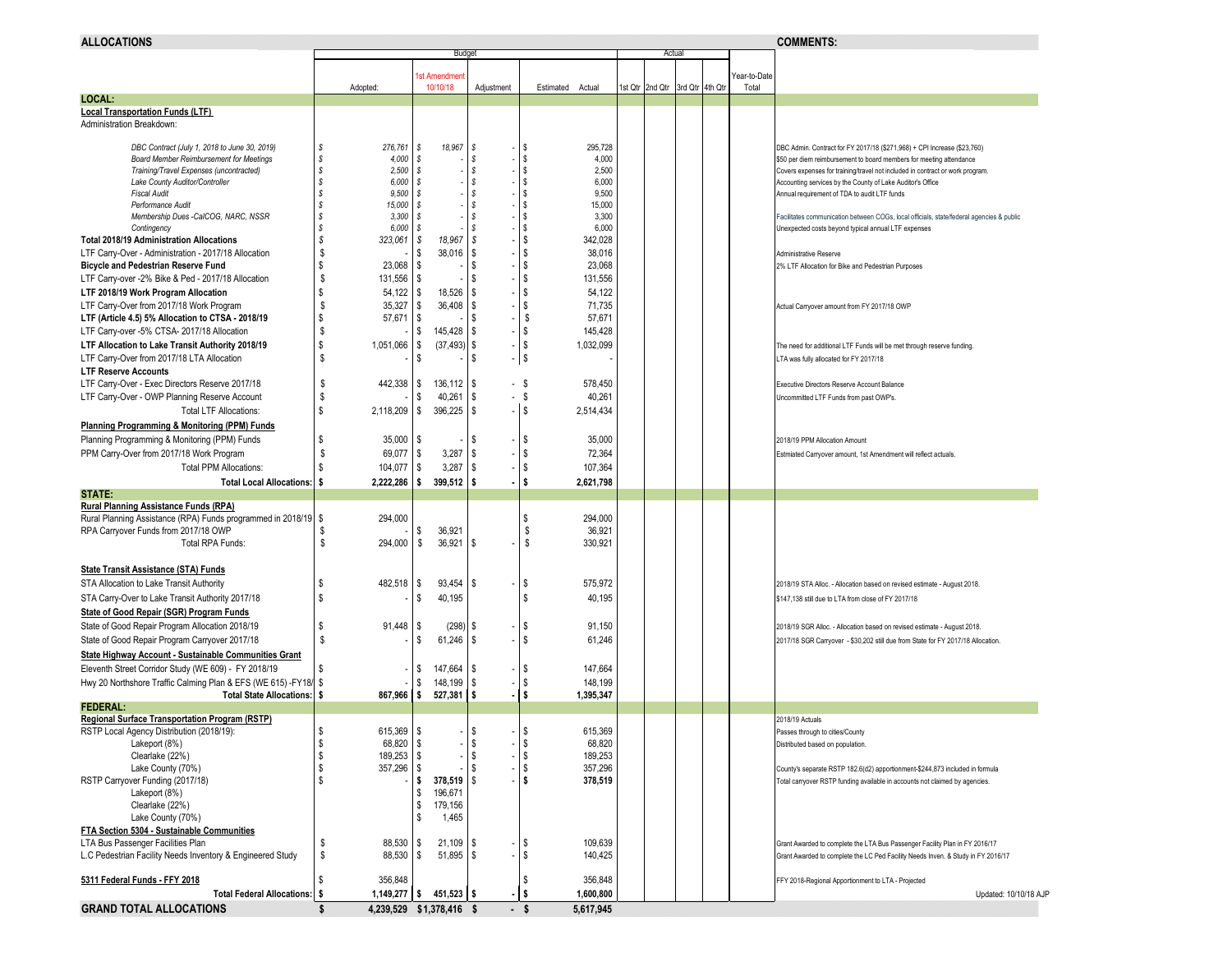## ALLOCATIONS

| | Budget | | | | Actual | | | | | COMMENTS: |
|---|---|---|---|---|---|---|---|---|---|---|
| | Adopted: | 1st Amendment 10/10/18 | Adjustment | Estimated Actual | 1st Qtr | 2nd Qtr | 3rd Qtr | 4th Qtr | Year-to-Date Total | |
| **LOCAL:** | | | | | | | | | | |
| **Local Transportation Funds (LTF)** | | | | | | | | | | |
| Administration Breakdown: | | | | | | | | | | |
| *DBC Contract (July 1, 2018 to June 30, 2019)* | *$ 276,761* | *$ 18,967* | *$ -* | $ 295,728 | | | | | | DBC Admin. Contract for FY 2017/18 ($271,968) + CPI Increase ($23,760) |
| *Board Member Reimbursement for Meetings* | *$ 4,000* | *$ -* | *$ -* | $ 4,000 | | | | | | $50 per diem reimbursement to board members for meeting attendance |
| *Training/Travel Expenses (uncontracted)* | *$ 2,500* | *$ -* | *$ -* | $ 2,500 | | | | | | Covers expenses for training/travel not included in contract or work program. |
| *Lake County Auditor/Controller* | *$ 6,000* | *$ -* | *$ -* | $ 6,000 | | | | | | Accounting services by the County of Lake Auditor's Office |
| *Fiscal Audit* | *$ 9,500* | *$ -* | *$ -* | $ 9,500 | | | | | | Annual requirement of TDA to audit LTF funds |
| *Performance Audit* | *$ 15,000* | *$ -* | *$ -* | $ 15,000 | | | | | | |
| *Membership Dues -CalCOG, NARC, NSSR* | *$ 3,300* | *$ -* | *$ -* | $ 3,300 | | | | | | Facilitates communication between COGs, local officials, state/federal agencies & public |
| *Contingency* | *$ 6,000* | *$ -* | *$ -* | $ 6,000 | | | | | | Unexpected costs beyond typical annual LTF expenses |
| **Total 2018/19 Administration Allocations** | *$ 323,061* | *$ 18,967* | *$ -* | $ 342,028 | | | | | | |
| LTF Carry-Over - Administration - 2017/18 Allocation | $ - | $ 38,016 | $ - | $ 38,016 | | | | | | Administrative Reserve |
| **Bicycle and Pedestrian Reserve Fund** | $ 23,068 | $ - | $ - | $ 23,068 | | | | | | 2% LTF Allocation for Bike and Pedestrian Purposes |
| LTF Carry-over -2% Bike & Ped - 2017/18 Allocation | $ 131,556 | $ - | $ - | $ 131,556 | | | | | | |
| **LTF 2018/19 Work Program Allocation** | $ 54,122 | $ 18,526 | $ - | $ 54,122 | | | | | | |
| LTF Carry-Over from 2017/18 Work Program | $ 35,327 | $ 36,408 | $ - | $ 71,735 | | | | | | Actual Carryover amount from FY 2017/18 OWP |
| **LTF (Article 4.5) 5% Allocation to CTSA - 2018/19** | $ 57,671 | $ - | $ - | $ 57,671 | | | | | | |
| LTF Carry-over -5% CTSA- 2017/18 Allocation | $ - | $ 145,428 | $ - | $ 145,428 | | | | | | |
| **LTF Allocation to Lake Transit Authority 2018/19** | $ 1,051,066 | $ (37,493) | $ - | $ 1,032,099 | | | | | | The need for additional LTF Funds will be met through reserve funding. |
| LTF Carry-Over from 2017/18 LTA Allocation | $ - | $ - | $ - | $ - | | | | | | LTA was fully allocated for FY 2017/18 |
| **LTF Reserve Accounts** | | | | | | | | | | |
| LTF Carry-Over - Exec Directors Reserve 2017/18 | $ 442,338 | $ 136,112 | $ - | $ 578,450 | | | | | | Executive Directors Reserve Account Balance |
| LTF Carry-Over - OWP Planning Reserve Account | $ - | $ 40,261 | $ - | $ 40,261 | | | | | | Uncommitted LTF Funds from past OWP's. |
| Total LTF Allocations: | $ 2,118,209 | $ 396,225 | $ - | $ 2,514,434 | | | | | | |
| **Planning Programming & Monitoring (PPM) Funds** | | | | | | | | | | |
| Planning Programming & Monitoring (PPM) Funds | $ 35,000 | $ - | $ - | $ 35,000 | | | | | | 2018/19 PPM Allocation Amount |
| PPM Carry-Over from 2017/18 Work Program | $ 69,077 | $ 3,287 | $ - | $ 72,364 | | | | | | Estmiated Carryover amount, 1st Amendment will reflect actuals. |
| Total PPM Allocations: | $ 104,077 | $ 3,287 | $ - | $ 107,364 | | | | | | |
| **Total Local Allocations:** | **$ 2,222,286** | **$ 399,512** | **$ -** | **$ 2,621,798** | | | | | | |
| **STATE:** | | | | | | | | | | |
| **Rural Planning Assistance Funds (RPA)** | | | | | | | | | | |
| Rural Planning Assistance (RPA) Funds programmed in 2018/19 | $ 294,000 | | | $ 294,000 | | | | | | |
| RPA Carryover Funds from 2017/18 OWP | $ - | $ 36,921 | | $ 36,921 | | | | | | |
| Total RPA Funds: | $ 294,000 | $ 36,921 | $ - | $ 330,921 | | | | | | |
| **State Transit Assistance (STA) Funds** | | | | | | | | | | |
| STA Allocation to Lake Transit Authority | $ 482,518 | $ 93,454 | $ - | $ 575,972 | | | | | | 2018/19 STA Alloc. - Allocation based on revised estimate - August 2018. |
| STA Carry-Over to Lake Transit Authority 2017/18 | $ - | $ 40,195 | | $ 40,195 | | | | | | $147,138 still due to LTA from close of FY 2017/18 |
| **State of Good Repair (SGR) Program Funds** | | | | | | | | | | |
| State of Good Repair Program Allocation 2018/19 | $ 91,448 | $ (298) | $ - | $ 91,150 | | | | | | 2018/19 SGR Alloc. - Allocation based on revised estimate - August 2018. |
| State of Good Repair Program Carryover 2017/18 | $ - | $ 61,246 | $ - | $ 61,246 | | | | | | 2017/18 SGR Carryover - $30,202 still due from State for FY 2017/18 Allocation. |
| **State Highway Account - Sustainable Communities Grant** | | | | | | | | | | |
| Eleventh Street Corridor Study (WE 609) - FY 2018/19 | $ - | $ 147,664 | $ - | $ 147,664 | | | | | | |
| Hwy 20 Northshore Traffic Calming Plan & EFS (WE 615) -FY18/ | $ - | $ 148,199 | $ - | $ 148,199 | | | | | | |
| **Total State Allocations:** | **$ 867,966** | **$ 527,381** | **$ -** | **$ 1,395,347** | | | | | | |
| **FEDERAL:** | | | | | | | | | | |
| **Regional Surface Transportation Program (RSTP)** | | | | | | | | | | 2018/19 Actuals |
| RSTP Local Agency Distribution (2018/19): | $ 615,369 | $ - | $ - | $ 615,369 | | | | | | Passes through to cities/County |
| Lakeport (8%) | $ 68,820 | $ - | $ - | $ 68,820 | | | | | | Distributed based on population. |
| Clearlake (22%) | $ 189,253 | $ - | $ - | $ 189,253 | | | | | | |
| Lake County (70%) | $ 357,296 | $ - | $ - | $ 357,296 | | | | | | County's separate RSTP 182.6(d2) apportionment-$244,873 included in formula |
| RSTP Carryover Funding (2017/18) | $ - | **$ 378,519** | $ - | **$ 378,519** | | | | | | Total carryover RSTP funding available in accounts not claimed by agencies. |
| Lakeport (8%) | | $ 196,671 | | | | | | | | |
| Clearlake (22%) | | $ 179,156 | | | | | | | | |
| Lake County (70%) | | $ 1,465 | | | | | | | | |
| **FTA Section 5304 - Sustainable Communities** | | | | | | | | | | |
| LTA Bus Passenger Facilities Plan | $ 88,530 | $ 21,109 | $ - | $ 109,639 | | | | | | Grant Awarded to complete the LTA Bus Passenger Facility Plan in FY 2016/17 |
| L.C Pedestrian Facility Needs Inventory & Engineered Study | $ 88,530 | $ 51,895 | $ - | $ 140,425 | | | | | | Grant Awarded to complete the LC Ped Facility Needs Inven. & Study in FY 2016/17 |
| **5311 Federal Funds - FFY 2018** | $ 356,848 | | | $ 356,848 | | | | | | FFY 2018-Regional Apportionment to LTA - Projected |
| **Total Federal Allocations:** | **$ 1,149,277** | **$ 451,523** | **$ -** | **$ 1,600,800** | | | | | | Updated: 10/10/18 AJP |
| **GRAND TOTAL ALLOCATIONS** | **$ 4,239,529** | **$1,378,416** | **$ -** | **$ 5,617,945** | | | | | | |